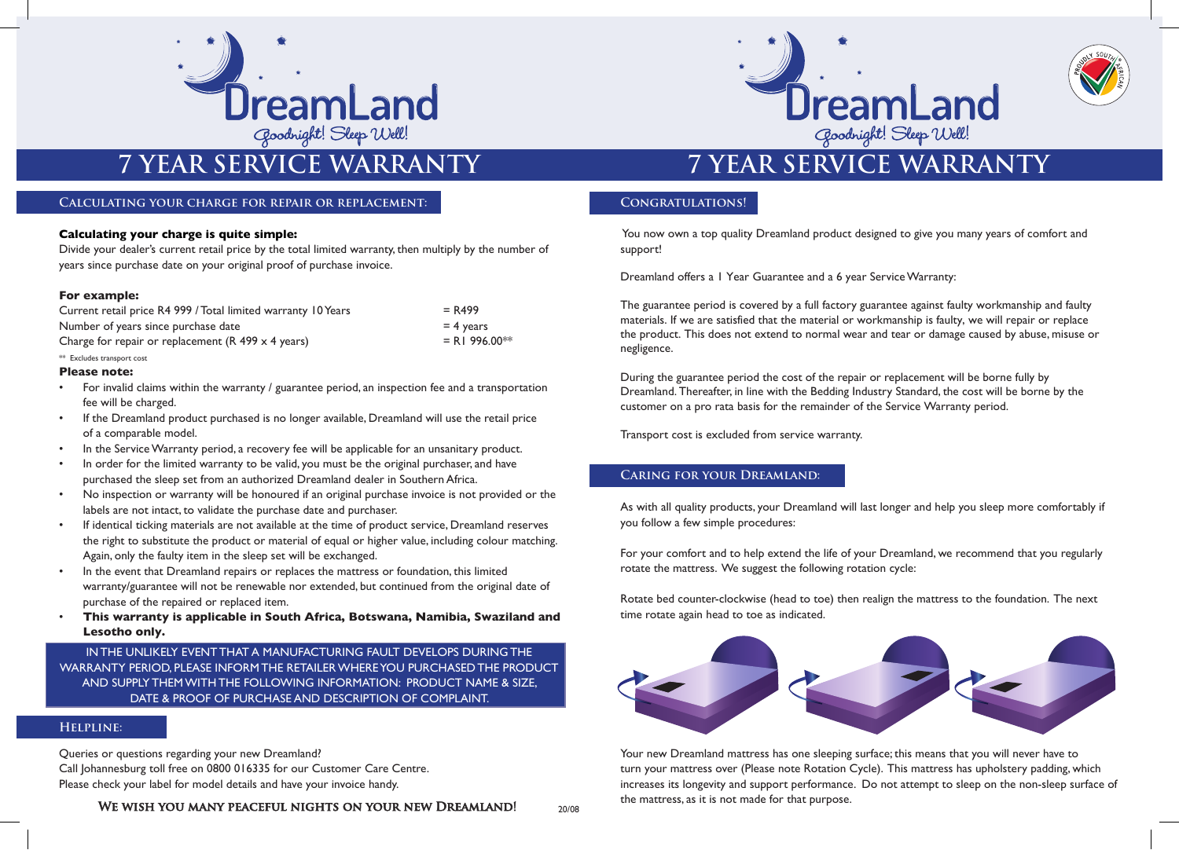# DreamLand

Goodnight! Sleep Well!

# 7 YEAR SERVICE WARRANTY

## Calculating your charge for repair or replacement:

**Calculating your charge is quite simple:**

Divide your dealer's current retail price by the total limited warranty, then multiply by the number of years since purchase date on your original proof of purchase invoice.

**For example:**

| | |
|---|---|
| Current retail price R4 999 / Total limited warranty 10 Years | = R499 |
| Number of years since purchase date | = 4 years |
| Charge for repair or replacement (R 499 x 4 years) | = R1 996.00** |

** Excludes transport cost

**Please note:**

- For invalid claims within the warranty / guarantee period, an inspection fee and a transportation fee will be charged.
- If the Dreamland product purchased is no longer available, Dreamland will use the retail price of a comparable model.
- In the Service Warranty period, a recovery fee will be applicable for an unsanitary product.
- In order for the limited warranty to be valid, you must be the original purchaser, and have purchased the sleep set from an authorized Dreamland dealer in Southern Africa.
- No inspection or warranty will be honoured if an original purchase invoice is not provided or the labels are not intact, to validate the purchase date and purchaser.
- If identical ticking materials are not available at the time of product service, Dreamland reserves the right to substitute the product or material of equal or higher value, including colour matching. Again, only the faulty item in the sleep set will be exchanged.
- In the event that Dreamland repairs or replaces the mattress or foundation, this limited warranty/guarantee will not be renewable nor extended, but continued from the original date of purchase of the repaired or replaced item.
- **This warranty is applicable in South Africa, Botswana, Namibia, Swaziland and Lesotho only.**

IN THE UNLIKELY EVENT THAT A MANUFACTURING FAULT DEVELOPS DURING THE WARRANTY PERIOD, PLEASE INFORM THE RETAILER WHERE YOU PURCHASED THE PRODUCT AND SUPPLY THEM WITH THE FOLLOWING INFORMATION: PRODUCT NAME & SIZE, DATE & PROOF OF PURCHASE AND DESCRIPTION OF COMPLAINT.

## Helpline:

Queries or questions regarding your new Dreamland?
Call Johannesburg toll free on 0800 016335 for our Customer Care Centre.
Please check your label for model details and have your invoice handy.

**We wish you many peaceful nights on your new Dreamland!**

20/08

# DreamLand

Goodnight! Sleep Well!

Proudly South African

# 7 YEAR SERVICE WARRANTY

## Congratulations!

You now own a top quality Dreamland product designed to give you many years of comfort and support!

Dreamland offers a 1 Year Guarantee and a 6 year Service Warranty:

The guarantee period is covered by a full factory guarantee against faulty workmanship and faulty materials. If we are satisfied that the material or workmanship is faulty, we will repair or replace the product. This does not extend to normal wear and tear or damage caused by abuse, misuse or negligence.

During the guarantee period the cost of the repair or replacement will be borne fully by Dreamland. Thereafter, in line with the Bedding Industry Standard, the cost will be borne by the customer on a pro rata basis for the remainder of the Service Warranty period.

Transport cost is excluded from service warranty.

## Caring for your Dreamland:

As with all quality products, your Dreamland will last longer and help you sleep more comfortably if you follow a few simple procedures:

For your comfort and to help extend the life of your Dreamland, we recommend that you regularly rotate the mattress. We suggest the following rotation cycle:

Rotate bed counter-clockwise (head to toe) then realign the mattress to the foundation. The next time rotate again head to toe as indicated.

Your new Dreamland mattress has one sleeping surface; this means that you will never have to turn your mattress over (Please note Rotation Cycle). This mattress has upholstery padding, which increases its longevity and support performance. Do not attempt to sleep on the non-sleep surface of the mattress, as it is not made for that purpose.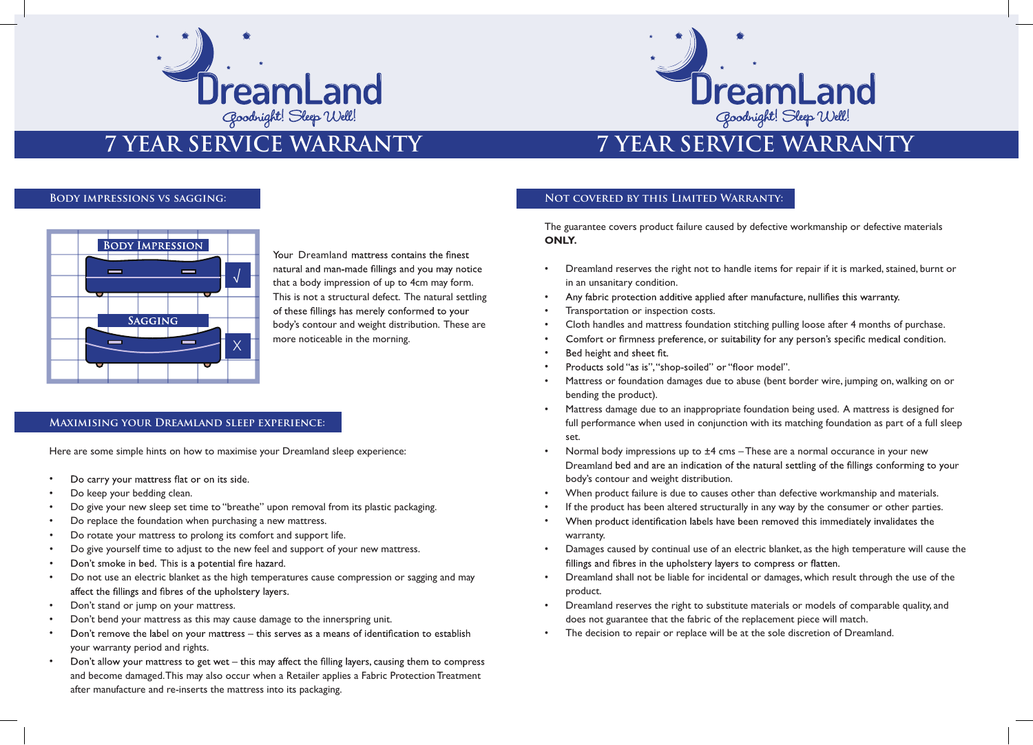# DreamLand

*Goodnight! Sleep Well!*

## 7 YEAR SERVICE WARRANTY

### Body impressions vs sagging:

Body Impression √

Sagging X

Your Dreamland mattress contains the finest natural and man-made fillings and you may notice that a body impression of up to 4cm may form. This is not a structural defect. The natural settling of these fillings has merely conformed to your body's contour and weight distribution. These are more noticeable in the morning.

### Maximising your Dreamland sleep experience:

Here are some simple hints on how to maximise your Dreamland sleep experience:

- Do carry your mattress flat or on its side.
- Do keep your bedding clean.
- Do give your new sleep set time to "breathe" upon removal from its plastic packaging.
- Do replace the foundation when purchasing a new mattress.
- Do rotate your mattress to prolong its comfort and support life.
- Do give yourself time to adjust to the new feel and support of your new mattress.
- Don't smoke in bed. This is a potential fire hazard.
- Do not use an electric blanket as the high temperatures cause compression or sagging and may affect the fillings and fibres of the upholstery layers.
- Don't stand or jump on your mattress.
- Don't bend your mattress as this may cause damage to the innerspring unit.
- Don't remove the label on your mattress – this serves as a means of identification to establish your warranty period and rights.
- Don't allow your mattress to get wet – this may affect the filling layers, causing them to compress and become damaged. This may also occur when a Retailer applies a Fabric Protection Treatment after manufacture and re-inserts the mattress into its packaging.

# DreamLand

*Goodnight! Sleep Well!*

## 7 YEAR SERVICE WARRANTY

### Not covered by this Limited Warranty:

The guarantee covers product failure caused by defective workmanship or defective materials **ONLY.**

- Dreamland reserves the right not to handle items for repair if it is marked, stained, burnt or in an unsanitary condition.
- Any fabric protection additive applied after manufacture, nullifies this warranty.
- Transportation or inspection costs.
- Cloth handles and mattress foundation stitching pulling loose after 4 months of purchase.
- Comfort or firmness preference, or suitability for any person's specific medical condition.
- Bed height and sheet fit.
- Products sold "as is", "shop-soiled" or "floor model".
- Mattress or foundation damages due to abuse (bent border wire, jumping on, walking on or bending the product).
- Mattress damage due to an inappropriate foundation being used. A mattress is designed for full performance when used in conjunction with its matching foundation as part of a full sleep set.
- Normal body impressions up to ±4 cms – These are a normal occurance in your new Dreamland bed and are an indication of the natural settling of the fillings conforming to your body's contour and weight distribution.
- When product failure is due to causes other than defective workmanship and materials.
- If the product has been altered structurally in any way by the consumer or other parties.
- When product identification labels have been removed this immediately invalidates the warranty.
- Damages caused by continual use of an electric blanket, as the high temperature will cause the fillings and fibres in the upholstery layers to compress or flatten.
- Dreamland shall not be liable for incidental or damages, which result through the use of the product.
- Dreamland reserves the right to substitute materials or models of comparable quality, and does not guarantee that the fabric of the replacement piece will match.
- The decision to repair or replace will be at the sole discretion of Dreamland.